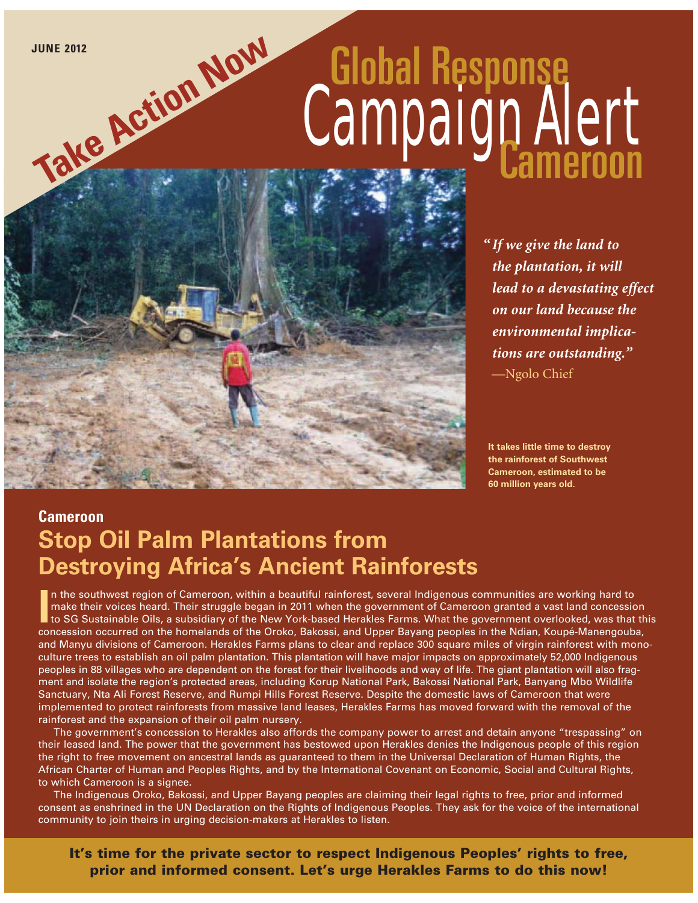JUNE 2012

**Take Action Now**

# Global Response Campaign Alert Cameroon

*"If we give the land to the plantation, it will lead to a devastating effect on our land because the environmental implications are outstanding."*
—Ngolo Chief

**It takes little time to destroy the rainforest of Southwest Cameroon, estimated to be 60 million years old.**

### Cameroon

## Stop Oil Palm Plantations from Destroying Africa's Ancient Rainforests

In the southwest region of Cameroon, within a beautiful rainforest, several Indigenous communities are working hard to make their voices heard. Their struggle began in 2011 when the government of Cameroon granted a vast land concession to SG Sustainable Oils, a subsidiary of the New York-based Herakles Farms. What the government overlooked, was that this concession occurred on the homelands of the Oroko, Bakossi, and Upper Bayang peoples in the Ndian, Koupé-Manengouba, and Manyu divisions of Cameroon. Herakles Farms plans to clear and replace 300 square miles of virgin rainforest with monoculture trees to establish an oil palm plantation. This plantation will have major impacts on approximately 52,000 Indigenous peoples in 88 villages who are dependent on the forest for their livelihoods and way of life. The giant plantation will also fragment and isolate the region's protected areas, including Korup National Park, Bakossi National Park, Banyang Mbo Wildlife Sanctuary, Nta Ali Forest Reserve, and Rumpi Hills Forest Reserve. Despite the domestic laws of Cameroon that were implemented to protect rainforests from massive land leases, Herakles Farms has moved forward with the removal of the rainforest and the expansion of their oil palm nursery.

The government's concession to Herakles also affords the company power to arrest and detain anyone "trespassing" on their leased land. The power that the government has bestowed upon Herakles denies the Indigenous people of this region the right to free movement on ancestral lands as guaranteed to them in the Universal Declaration of Human Rights, the African Charter of Human and Peoples Rights, and by the International Covenant on Economic, Social and Cultural Rights, to which Cameroon is a signee.

The Indigenous Oroko, Bakossi, and Upper Bayang peoples are claiming their legal rights to free, prior and informed consent as enshrined in the UN Declaration on the Rights of Indigenous Peoples. They ask for the voice of the international community to join theirs in urging decision-makers at Herakles to listen.

**It's time for the private sector to respect Indigenous Peoples' rights to free, prior and informed consent. Let's urge Herakles Farms to do this now!**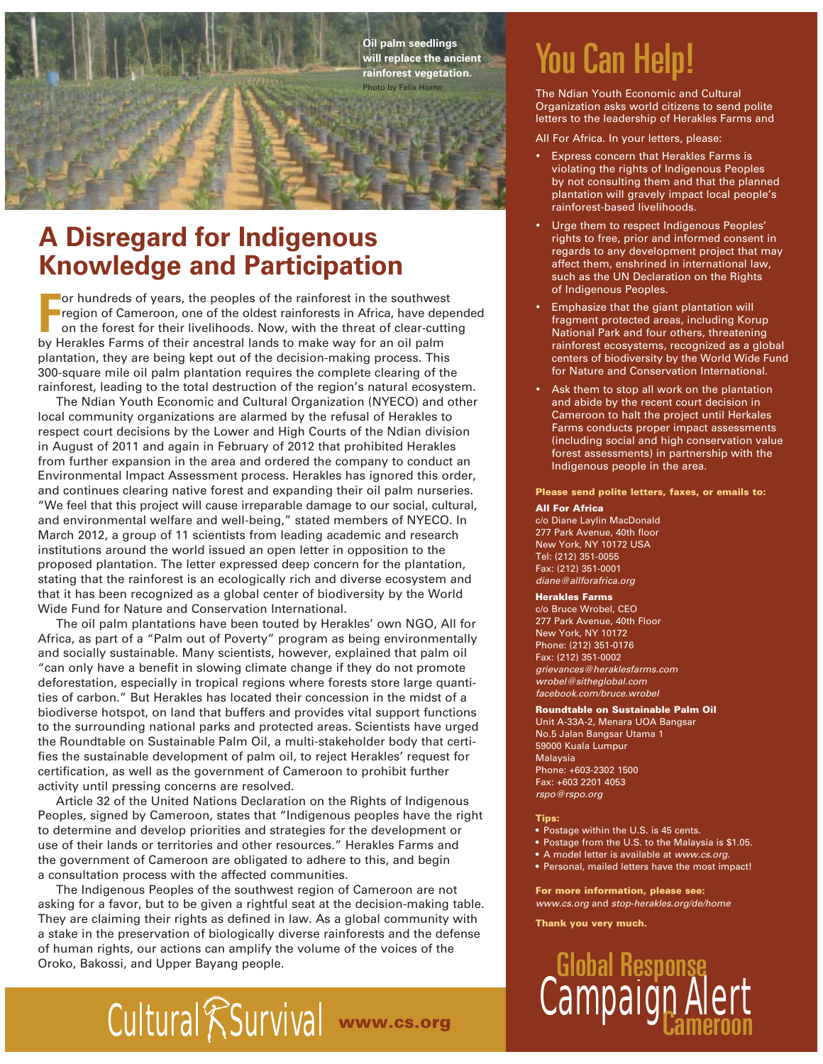Oil palm seedlings will replace the ancient rainforest vegetation.
Photo by Felix Horne

## A Disregard for Indigenous Knowledge and Participation

For hundreds of years, the peoples of the rainforest in the southwest region of Cameroon, one of the oldest rainforests in Africa, have depended on the forest for their livelihoods. Now, with the threat of clear-cutting by Herakles Farms of their ancestral lands to make way for an oil palm plantation, they are being kept out of the decision-making process. This 300-square mile oil palm plantation requires the complete clearing of the rainforest, leading to the total destruction of the region's natural ecosystem.

The Ndian Youth Economic and Cultural Organization (NYECO) and other local community organizations are alarmed by the refusal of Herakles to respect court decisions by the Lower and High Courts of the Ndian division in August of 2011 and again in February of 2012 that prohibited Herakles from further expansion in the area and ordered the company to conduct an Environmental Impact Assessment process. Herakles has ignored this order, and continues clearing native forest and expanding their oil palm nurseries. "We feel that this project will cause irreparable damage to our social, cultural, and environmental welfare and well-being," stated members of NYECO. In March 2012, a group of 11 scientists from leading academic and research institutions around the world issued an open letter in opposition to the proposed plantation. The letter expressed deep concern for the plantation, stating that the rainforest is an ecologically rich and diverse ecosystem and that it has been recognized as a global center of biodiversity by the World Wide Fund for Nature and Conservation International.

The oil palm plantations have been touted by Herakles' own NGO, All for Africa, as part of a "Palm out of Poverty" program as being environmentally and socially sustainable. Many scientists, however, explained that palm oil "can only have a benefit in slowing climate change if they do not promote deforestation, especially in tropical regions where forests store large quantities of carbon." But Herakles has located their concession in the midst of a biodiverse hotspot, on land that buffers and provides vital support functions to the surrounding national parks and protected areas. Scientists have urged the Roundtable on Sustainable Palm Oil, a multi-stakeholder body that certifies the sustainable development of palm oil, to reject Herakles' request for certification, as well as the government of Cameroon to prohibit further activity until pressing concerns are resolved.

Article 32 of the United Nations Declaration on the Rights of Indigenous Peoples, signed by Cameroon, states that "Indigenous peoples have the right to determine and develop priorities and strategies for the development or use of their lands or territories and other resources." Herakles Farms and the government of Cameroon are obligated to adhere to this, and begin a consultation process with the affected communities.

The Indigenous Peoples of the southwest region of Cameroon are not asking for a favor, but to be given a rightful seat at the decision-making table. They are claiming their rights as defined in law. As a global community with a stake in the preservation of biologically diverse rainforests and the defense of human rights, our actions can amplify the volume of the voices of the Oroko, Bakossi, and Upper Bayang people.

Cultural Survival www.cs.org

# You Can Help!

The Ndian Youth Economic and Cultural Organization asks world citizens to send polite letters to the leadership of Herakles Farms and All For Africa. In your letters, please:

- Express concern that Herakles Farms is violating the rights of Indigenous Peoples by not consulting them and that the planned plantation will gravely impact local people's rainforest-based livelihoods.
- Urge them to respect Indigenous Peoples' rights to free, prior and informed consent in regards to any development project that may affect them, enshrined in international law, such as the UN Declaration on the Rights of Indigenous Peoples.
- Emphasize that the giant plantation will fragment protected areas, including Korup National Park and four others, threatening rainforest ecosystems, recognized as a global centers of biodiversity by the World Wide Fund for Nature and Conservation International.
- Ask them to stop all work on the plantation and abide by the recent court decision in Cameroon to halt the project until Herkales Farms conducts proper impact assessments (including social and high conservation value forest assessments) in partnership with the Indigenous people in the area.

**Please send polite letters, faxes, or emails to:**

**All For Africa**
c/o Diane Laylin MacDonald
277 Park Avenue, 40th floor
New York, NY 10172 USA
Tel: (212) 351-0055
Fax: (212) 351-0001
*diane@allforafrica.org*

**Herakles Farms**
c/o Bruce Wrobel, CEO
277 Park Avenue, 40th Floor
New York, NY 10172
Phone: (212) 351-0176
Fax: (212) 351-0002
*grievances@heraklesfarms.com*
*wrobel@sitheglobal.com*
*facebook.com/bruce.wrobel*

**Roundtable on Sustainable Palm Oil**
Unit A-33A-2, Menara UOA Bangsar
No.5 Jalan Bangsar Utama 1
59000 Kuala Lumpur
Malaysia
Phone: +603-2302 1500
Fax: +603 2201 4053
*rspo@rspo.org*

**Tips:**
- Postage within the U.S. is 45 cents.
- Postage from the U.S. to the Malaysia is $1.05.
- A model letter is available at *www.cs.org*.
- Personal, mailed letters have the most impact!

**For more information, please see:**
*www.cs.org* and *stop-herakles.org/de/home*

**Thank you very much.**

Global Response
Campaign Alert
Cameroon